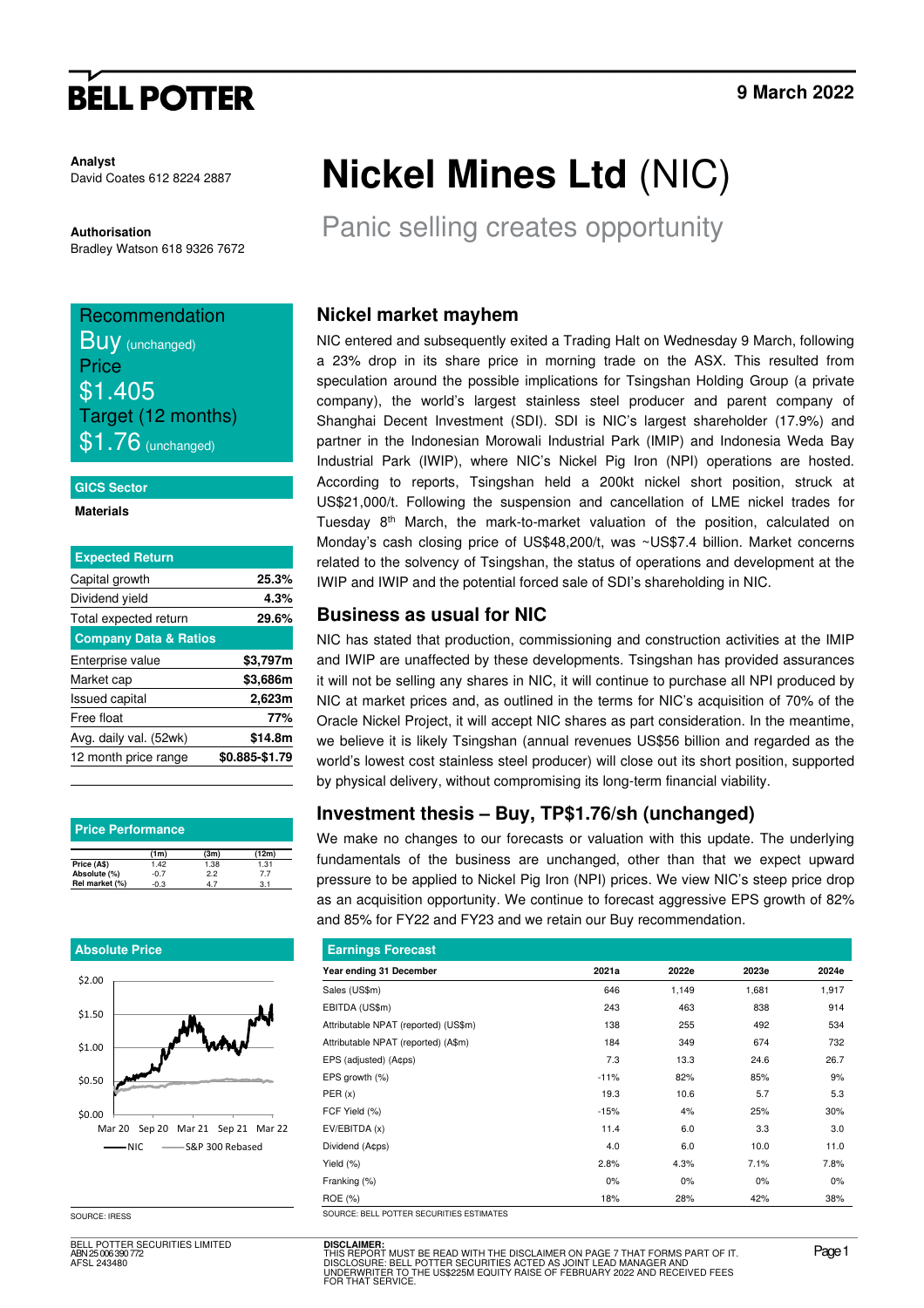**9 March 2022**

**Analyst**
David Coates 612 8224 2887

**Authorisation**
Bradley Watson 618 9326 7672

# Nickel Mines Ltd (NIC)

## Panic selling creates opportunity

**Recommendation**
Buy (unchanged)
**Price**
$1.405
**Target (12 months)**
$1.76 (unchanged)

**GICS Sector**
Materials

| Expected Return | |
|---|---|
| Capital growth | 25.3% |
| Dividend yield | 4.3% |
| Total expected return | 29.6% |
| **Company Data & Ratios** | |
| Enterprise value | $3,797m |
| Market cap | $3,686m |
| Issued capital | 2,623m |
| Free float | 77% |
| Avg. daily val. (52wk) | $14.8m |
| 12 month price range | $0.885-$1.79 |

**Price Performance**

| | (1m) | (3m) | (12m) |
|---|---|---|---|
| Price (A$) | 1.42 | 1.38 | 1.31 |
| Absolute (%) | -0.7 | 2.2 | 7.7 |
| Rel market (%) | -0.3 | 4.7 | 3.1 |

**Absolute Price**

SOURCE: IRESS

### Nickel market mayhem

NIC entered and subsequently exited a Trading Halt on Wednesday 9 March, following a 23% drop in its share price in morning trade on the ASX. This resulted from speculation around the possible implications for Tsingshan Holding Group (a private company), the world's largest stainless steel producer and parent company of Shanghai Decent Investment (SDI). SDI is NIC's largest shareholder (17.9%) and partner in the Indonesian Morowali Industrial Park (IMIP) and Indonesia Weda Bay Industrial Park (IWIP), where NIC's Nickel Pig Iron (NPI) operations are hosted. According to reports, Tsingshan held a 200kt nickel short position, struck at US$21,000/t. Following the suspension and cancellation of LME nickel trades for Tuesday 8th March, the mark-to-market valuation of the position, calculated on Monday's cash closing price of US$48,200/t, was ~US$7.4 billion. Market concerns related to the solvency of Tsingshan, the status of operations and development at the IWIP and IWIP and the potential forced sale of SDI's shareholding in NIC.

### Business as usual for NIC

NIC has stated that production, commissioning and construction activities at the IMIP and IWIP are unaffected by these developments. Tsingshan has provided assurances it will not be selling any shares in NIC, it will continue to purchase all NPI produced by NIC at market prices and, as outlined in the terms for NIC's acquisition of 70% of the Oracle Nickel Project, it will accept NIC shares as part consideration. In the meantime, we believe it is likely Tsingshan (annual revenues US$56 billion and regarded as the world's lowest cost stainless steel producer) will close out its short position, supported by physical delivery, without compromising its long-term financial viability.

### Investment thesis – Buy, TP$1.76/sh (unchanged)

We make no changes to our forecasts or valuation with this update. The underlying fundamentals of the business are unchanged, other than that we expect upward pressure to be applied to Nickel Pig Iron (NPI) prices. We view NIC's steep price drop as an acquisition opportunity. We continue to forecast aggressive EPS growth of 82% and 85% for FY22 and FY23 and we retain our Buy recommendation.

**Earnings Forecast**

| Year ending 31 December | 2021a | 2022e | 2023e | 2024e |
|---|---|---|---|---|
| Sales (US$m) | 646 | 1,149 | 1,681 | 1,917 |
| EBITDA (US$m) | 243 | 463 | 838 | 914 |
| Attributable NPAT (reported) (US$m) | 138 | 255 | 492 | 534 |
| Attributable NPAT (reported) (A$m) | 184 | 349 | 674 | 732 |
| EPS (adjusted) (A¢ps) | 7.3 | 13.3 | 24.6 | 26.7 |
| EPS growth (%) | -11% | 82% | 85% | 9% |
| PER (x) | 19.3 | 10.6 | 5.7 | 5.3 |
| FCF Yield (%) | -15% | 4% | 25% | 30% |
| EV/EBITDA (x) | 11.4 | 6.0 | 3.3 | 3.0 |
| Dividend (A¢ps) | 4.0 | 6.0 | 10.0 | 11.0 |
| Yield (%) | 2.8% | 4.3% | 7.1% | 7.8% |
| Franking (%) | 0% | 0% | 0% | 0% |
| ROE (%) | 18% | 28% | 42% | 38% |

SOURCE: BELL POTTER SECURITIES ESTIMATES

BELL POTTER SECURITIES LIMITED
ABN 25 006 390 772
AFSL 243480

DISCLAIMER:
THIS REPORT MUST BE READ WITH THE DISCLAIMER ON PAGE 7 THAT FORMS PART OF IT.
DISCLOSURE: BELL POTTER SECURITIES ACTED AS JOINT LEAD MANAGER AND UNDERWRITER TO THE US$225M EQUITY RAISE OF FEBRUARY 2022 AND RECEIVED FEES FOR THAT SERVICE.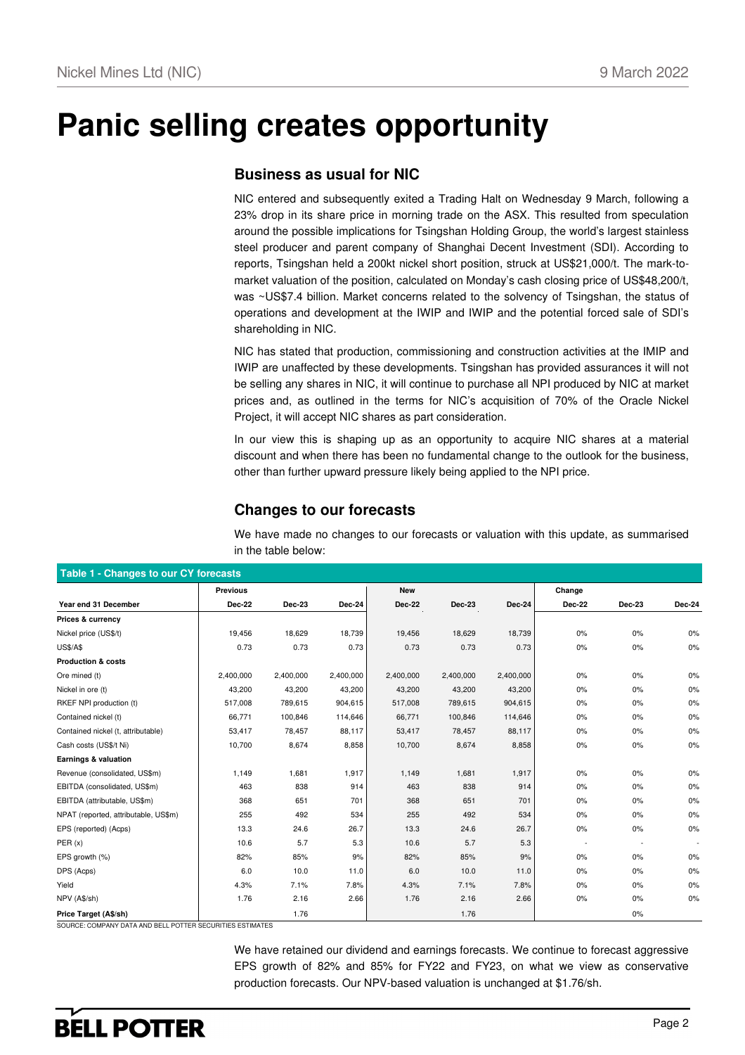# Panic selling creates opportunity

## Business as usual for NIC

NIC entered and subsequently exited a Trading Halt on Wednesday 9 March, following a 23% drop in its share price in morning trade on the ASX. This resulted from speculation around the possible implications for Tsingshan Holding Group, the world's largest stainless steel producer and parent company of Shanghai Decent Investment (SDI). According to reports, Tsingshan held a 200kt nickel short position, struck at US$21,000/t. The mark-to-market valuation of the position, calculated on Monday's cash closing price of US$48,200/t, was ~US$7.4 billion. Market concerns related to the solvency of Tsingshan, the status of operations and development at the IWIP and IWIP and the potential forced sale of SDI's shareholding in NIC.

NIC has stated that production, commissioning and construction activities at the IMIP and IWIP are unaffected by these developments. Tsingshan has provided assurances it will not be selling any shares in NIC, it will continue to purchase all NPI produced by NIC at market prices and, as outlined in the terms for NIC's acquisition of 70% of the Oracle Nickel Project, it will accept NIC shares as part consideration.

In our view this is shaping up as an opportunity to acquire NIC shares at a material discount and when there has been no fundamental change to the outlook for the business, other than further upward pressure likely being applied to the NPI price.

## Changes to our forecasts

We have made no changes to our forecasts or valuation with this update, as summarised in the table below:

**Table 1 - Changes to our CY forecasts**

| | Previous | | | New | | | Change | | |
|---|---|---|---|---|---|---|---|---|---|
| **Year end 31 December** | **Dec-22** | **Dec-23** | **Dec-24** | **Dec-22** | **Dec-23** | **Dec-24** | **Dec-22** | **Dec-23** | **Dec-24** |
| **Prices & currency** | | | | | | | | | |
| Nickel price (US$/t) | 19,456 | 18,629 | 18,739 | 19,456 | 18,629 | 18,739 | 0% | 0% | 0% |
| US$/A$ | 0.73 | 0.73 | 0.73 | 0.73 | 0.73 | 0.73 | 0% | 0% | 0% |
| **Production & costs** | | | | | | | | | |
| Ore mined (t) | 2,400,000 | 2,400,000 | 2,400,000 | 2,400,000 | 2,400,000 | 2,400,000 | 0% | 0% | 0% |
| Nickel in ore (t) | 43,200 | 43,200 | 43,200 | 43,200 | 43,200 | 43,200 | 0% | 0% | 0% |
| RKEF NPI production (t) | 517,008 | 789,615 | 904,615 | 517,008 | 789,615 | 904,615 | 0% | 0% | 0% |
| Contained nickel (t) | 66,771 | 100,846 | 114,646 | 66,771 | 100,846 | 114,646 | 0% | 0% | 0% |
| Contained nickel (t, attributable) | 53,417 | 78,457 | 88,117 | 53,417 | 78,457 | 88,117 | 0% | 0% | 0% |
| Cash costs (US$/t Ni) | 10,700 | 8,674 | 8,858 | 10,700 | 8,674 | 8,858 | 0% | 0% | 0% |
| **Earnings & valuation** | | | | | | | | | |
| Revenue (consolidated, US$m) | 1,149 | 1,681 | 1,917 | 1,149 | 1,681 | 1,917 | 0% | 0% | 0% |
| EBITDA (consolidated, US$m) | 463 | 838 | 914 | 463 | 838 | 914 | 0% | 0% | 0% |
| EBITDA (attributable, US$m) | 368 | 651 | 701 | 368 | 651 | 701 | 0% | 0% | 0% |
| NPAT (reported, attributable, US$m) | 255 | 492 | 534 | 255 | 492 | 534 | 0% | 0% | 0% |
| EPS (reported) (Acps) | 13.3 | 24.6 | 26.7 | 13.3 | 24.6 | 26.7 | 0% | 0% | 0% |
| PER (x) | 10.6 | 5.7 | 5.3 | 10.6 | 5.7 | 5.3 | - | - | - |
| EPS growth (%) | 82% | 85% | 9% | 82% | 85% | 9% | 0% | 0% | 0% |
| DPS (Acps) | 6.0 | 10.0 | 11.0 | 6.0 | 10.0 | 11.0 | 0% | 0% | 0% |
| Yield | 4.3% | 7.1% | 7.8% | 4.3% | 7.1% | 7.8% | 0% | 0% | 0% |
| NPV (A$/sh) | 1.76 | 2.16 | 2.66 | 1.76 | 2.16 | 2.66 | 0% | 0% | 0% |
| **Price Target (A$/sh)** | | 1.76 | | | 1.76 | | | 0% | |

SOURCE: COMPANY DATA AND BELL POTTER SECURITIES ESTIMATES

We have retained our dividend and earnings forecasts. We continue to forecast aggressive EPS growth of 82% and 85% for FY22 and FY23, on what we view as conservative production forecasts. Our NPV-based valuation is unchanged at $1.76/sh.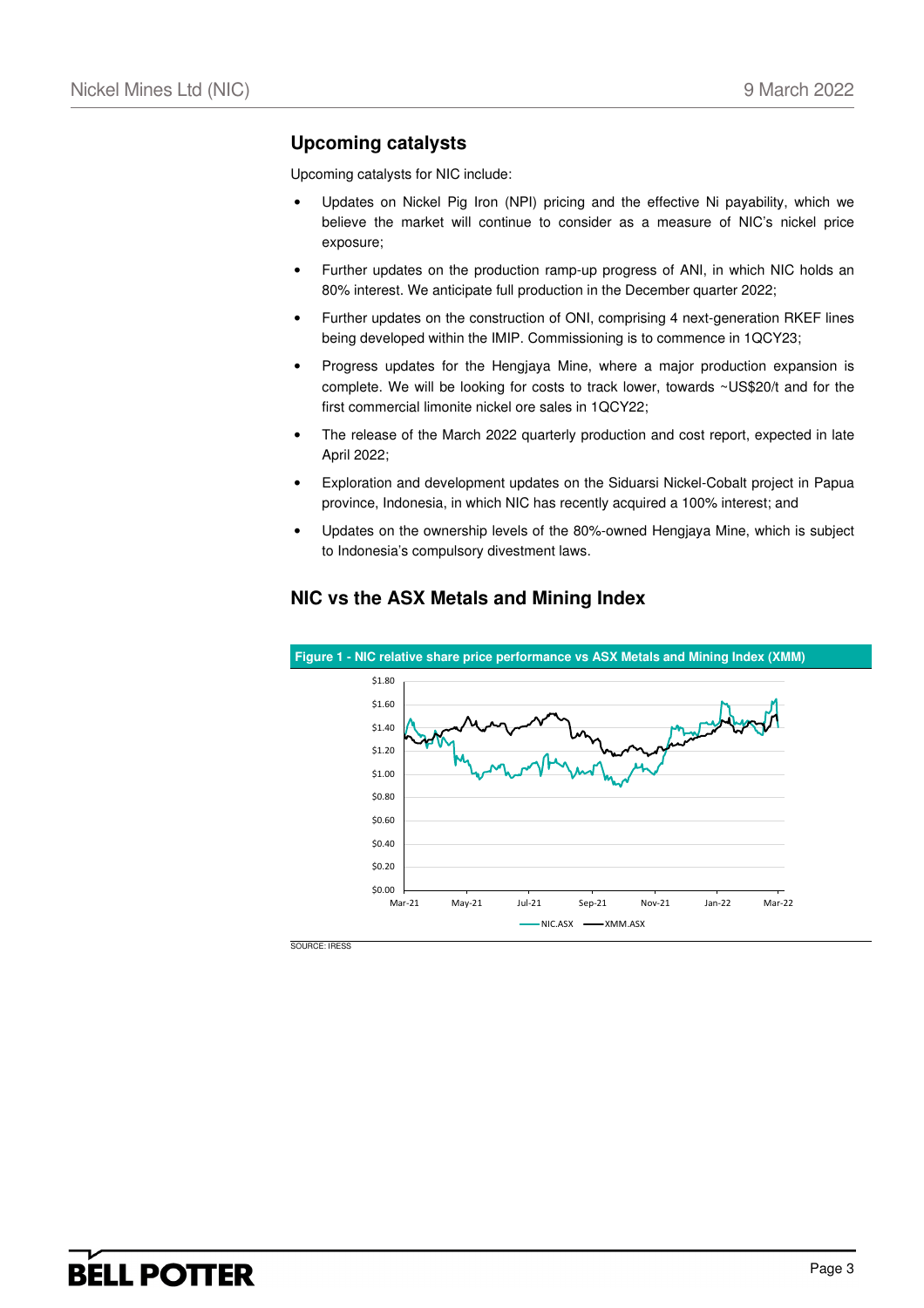## Upcoming catalysts

Upcoming catalysts for NIC include:

- Updates on Nickel Pig Iron (NPI) pricing and the effective Ni payability, which we believe the market will continue to consider as a measure of NIC's nickel price exposure;
- Further updates on the production ramp-up progress of ANI, in which NIC holds an 80% interest. We anticipate full production in the December quarter 2022;
- Further updates on the construction of ONI, comprising 4 next-generation RKEF lines being developed within the IMIP. Commissioning is to commence in 1QCY23;
- Progress updates for the Hengjaya Mine, where a major production expansion is complete. We will be looking for costs to track lower, towards ~US$20/t and for the first commercial limonite nickel ore sales in 1QCY22;
- The release of the March 2022 quarterly production and cost report, expected in late April 2022;
- Exploration and development updates on the Siduarsi Nickel-Cobalt project in Papua province, Indonesia, in which NIC has recently acquired a 100% interest; and
- Updates on the ownership levels of the 80%-owned Hengjaya Mine, which is subject to Indonesia's compulsory divestment laws.

## NIC vs the ASX Metals and Mining Index

**Figure 1 - NIC relative share price performance vs ASX Metals and Mining Index (XMM)**

SOURCE: IRESS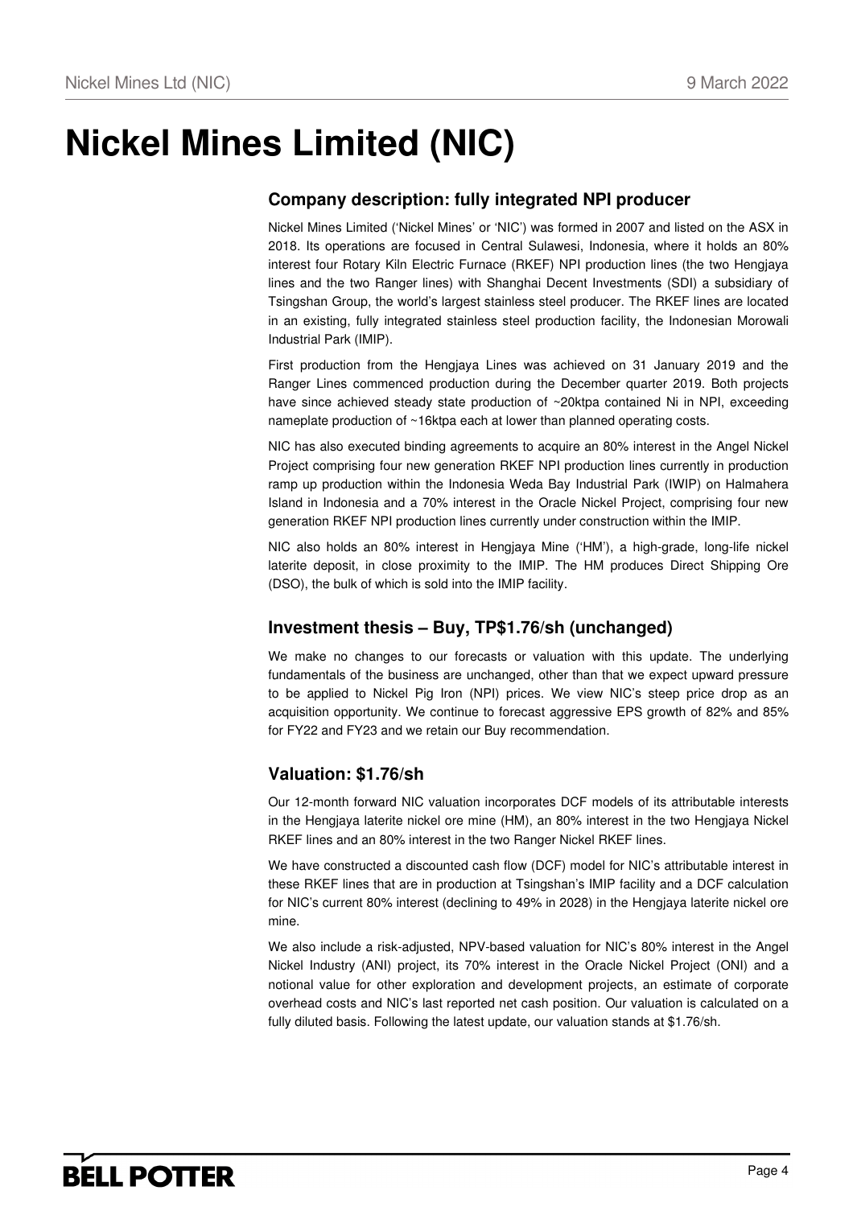# Nickel Mines Limited (NIC)

## Company description: fully integrated NPI producer

Nickel Mines Limited ('Nickel Mines' or 'NIC') was formed in 2007 and listed on the ASX in 2018. Its operations are focused in Central Sulawesi, Indonesia, where it holds an 80% interest four Rotary Kiln Electric Furnace (RKEF) NPI production lines (the two Hengjaya lines and the two Ranger lines) with Shanghai Decent Investments (SDI) a subsidiary of Tsingshan Group, the world's largest stainless steel producer. The RKEF lines are located in an existing, fully integrated stainless steel production facility, the Indonesian Morowali Industrial Park (IMIP).

First production from the Hengjaya Lines was achieved on 31 January 2019 and the Ranger Lines commenced production during the December quarter 2019. Both projects have since achieved steady state production of ~20ktpa contained Ni in NPI, exceeding nameplate production of ~16ktpa each at lower than planned operating costs.

NIC has also executed binding agreements to acquire an 80% interest in the Angel Nickel Project comprising four new generation RKEF NPI production lines currently in production ramp up production within the Indonesia Weda Bay Industrial Park (IWIP) on Halmahera Island in Indonesia and a 70% interest in the Oracle Nickel Project, comprising four new generation RKEF NPI production lines currently under construction within the IMIP.

NIC also holds an 80% interest in Hengjaya Mine ('HM'), a high-grade, long-life nickel laterite deposit, in close proximity to the IMIP. The HM produces Direct Shipping Ore (DSO), the bulk of which is sold into the IMIP facility.

## Investment thesis – Buy, TP$1.76/sh (unchanged)

We make no changes to our forecasts or valuation with this update. The underlying fundamentals of the business are unchanged, other than that we expect upward pressure to be applied to Nickel Pig Iron (NPI) prices. We view NIC's steep price drop as an acquisition opportunity. We continue to forecast aggressive EPS growth of 82% and 85% for FY22 and FY23 and we retain our Buy recommendation.

## Valuation: $1.76/sh

Our 12-month forward NIC valuation incorporates DCF models of its attributable interests in the Hengjaya laterite nickel ore mine (HM), an 80% interest in the two Hengjaya Nickel RKEF lines and an 80% interest in the two Ranger Nickel RKEF lines.

We have constructed a discounted cash flow (DCF) model for NIC's attributable interest in these RKEF lines that are in production at Tsingshan's IMIP facility and a DCF calculation for NIC's current 80% interest (declining to 49% in 2028) in the Hengjaya laterite nickel ore mine.

We also include a risk-adjusted, NPV-based valuation for NIC's 80% interest in the Angel Nickel Industry (ANI) project, its 70% interest in the Oracle Nickel Project (ONI) and a notional value for other exploration and development projects, an estimate of corporate overhead costs and NIC's last reported net cash position. Our valuation is calculated on a fully diluted basis. Following the latest update, our valuation stands at $1.76/sh.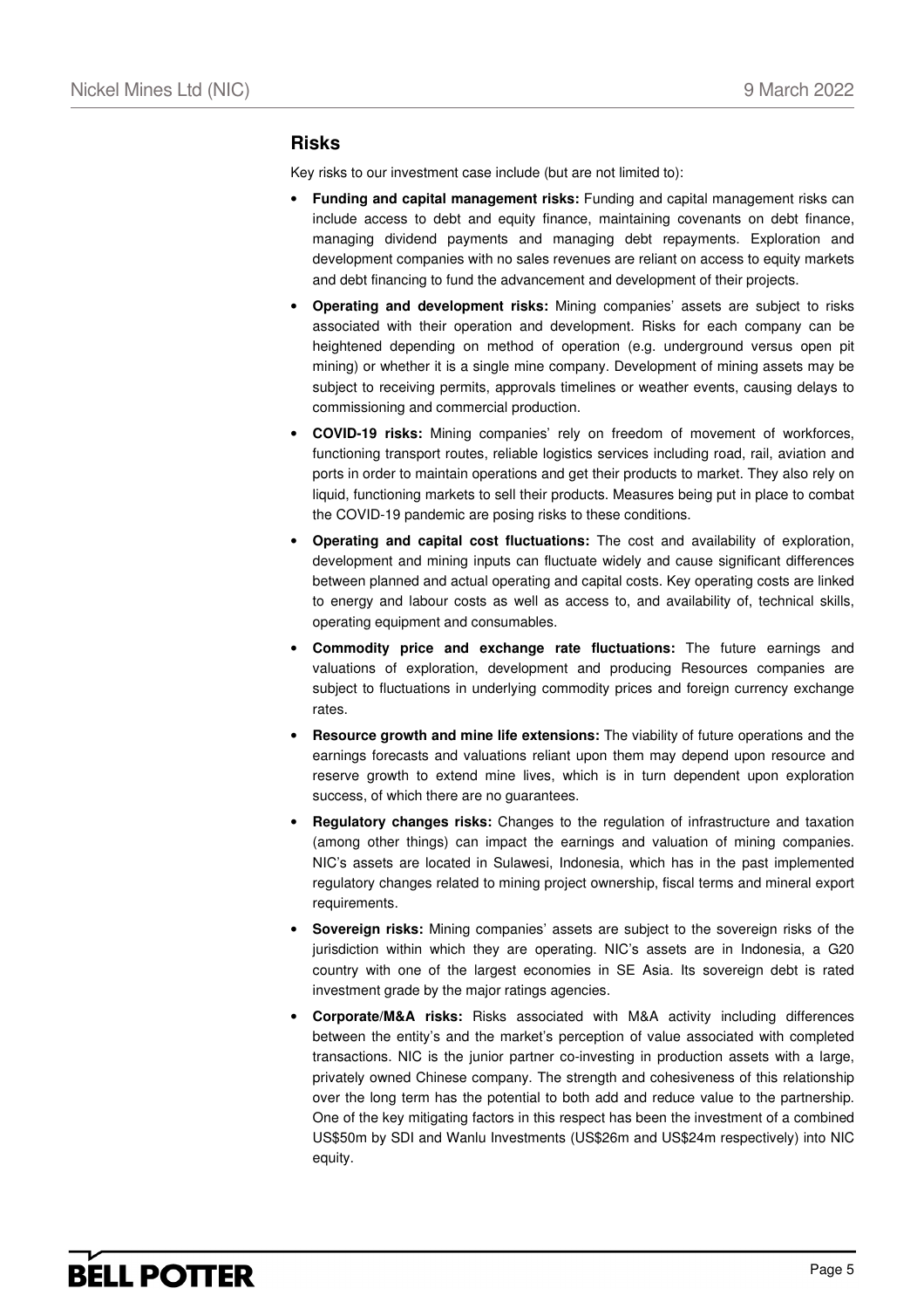## Risks

Key risks to our investment case include (but are not limited to):

- **Funding and capital management risks:** Funding and capital management risks can include access to debt and equity finance, maintaining covenants on debt finance, managing dividend payments and managing debt repayments. Exploration and development companies with no sales revenues are reliant on access to equity markets and debt financing to fund the advancement and development of their projects.
- **Operating and development risks:** Mining companies' assets are subject to risks associated with their operation and development. Risks for each company can be heightened depending on method of operation (e.g. underground versus open pit mining) or whether it is a single mine company. Development of mining assets may be subject to receiving permits, approvals timelines or weather events, causing delays to commissioning and commercial production.
- **COVID-19 risks:** Mining companies' rely on freedom of movement of workforces, functioning transport routes, reliable logistics services including road, rail, aviation and ports in order to maintain operations and get their products to market. They also rely on liquid, functioning markets to sell their products. Measures being put in place to combat the COVID-19 pandemic are posing risks to these conditions.
- **Operating and capital cost fluctuations:** The cost and availability of exploration, development and mining inputs can fluctuate widely and cause significant differences between planned and actual operating and capital costs. Key operating costs are linked to energy and labour costs as well as access to, and availability of, technical skills, operating equipment and consumables.
- **Commodity price and exchange rate fluctuations:** The future earnings and valuations of exploration, development and producing Resources companies are subject to fluctuations in underlying commodity prices and foreign currency exchange rates.
- **Resource growth and mine life extensions:** The viability of future operations and the earnings forecasts and valuations reliant upon them may depend upon resource and reserve growth to extend mine lives, which is in turn dependent upon exploration success, of which there are no guarantees.
- **Regulatory changes risks:** Changes to the regulation of infrastructure and taxation (among other things) can impact the earnings and valuation of mining companies. NIC's assets are located in Sulawesi, Indonesia, which has in the past implemented regulatory changes related to mining project ownership, fiscal terms and mineral export requirements.
- **Sovereign risks:** Mining companies' assets are subject to the sovereign risks of the jurisdiction within which they are operating. NIC's assets are in Indonesia, a G20 country with one of the largest economies in SE Asia. Its sovereign debt is rated investment grade by the major ratings agencies.
- **Corporate/M&A risks:** Risks associated with M&A activity including differences between the entity's and the market's perception of value associated with completed transactions. NIC is the junior partner co-investing in production assets with a large, privately owned Chinese company. The strength and cohesiveness of this relationship over the long term has the potential to both add and reduce value to the partnership. One of the key mitigating factors in this respect has been the investment of a combined US$50m by SDI and Wanlu Investments (US$26m and US$24m respectively) into NIC equity.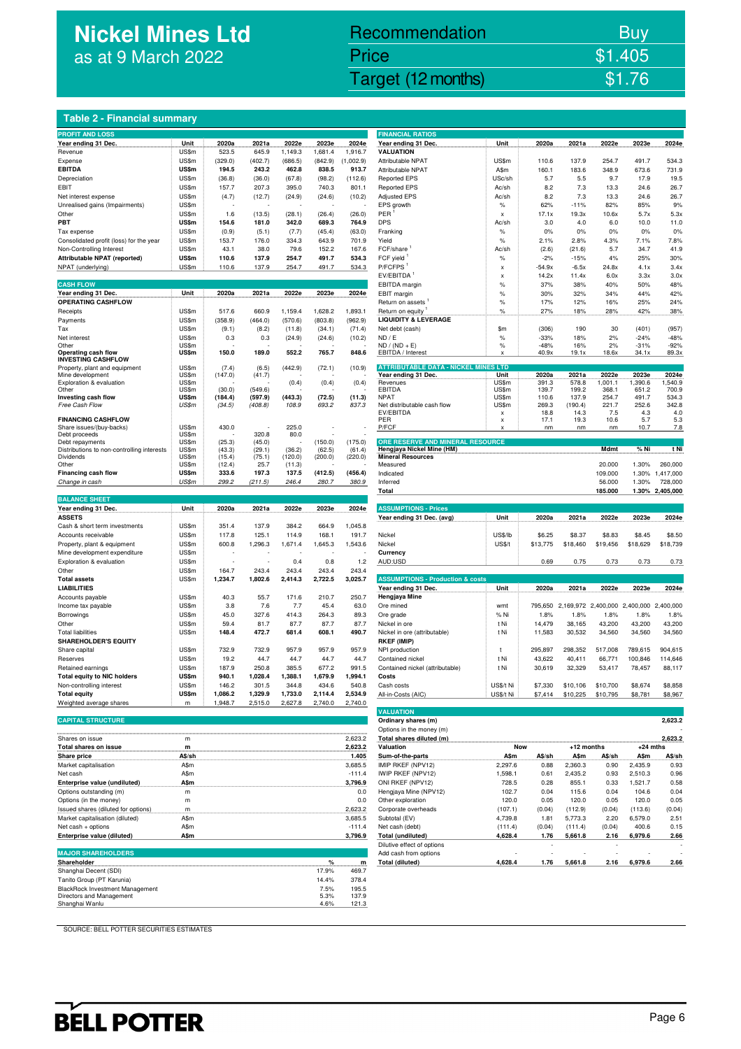# Nickel Mines Ltd
as at 9 March 2022

| Recommendation | Buy |
|---|---|
| Price | $1.405 |
| Target (12 months) | $1.76 |

## Table 2 - Financial summary

### PROFIT AND LOSS

| Year ending 31 Dec. | Unit | 2020a | 2021a | 2022e | 2023e | 2024e |
|---|---|---|---|---|---|---|
| Revenue | US$m | 523.5 | 645.9 | 1,149.3 | 1,681.4 | 1,916.7 |
| Expense | US$m | (329.0) | (402.7) | (686.5) | (842.9) | (1,002.9) |
| **EBITDA** | **US$m** | **194.5** | **243.2** | **462.8** | **838.5** | **913.7** |
| Depreciation | US$m | (36.8) | (36.0) | (67.8) | (98.2) | (112.6) |
| EBIT | US$m | 157.7 | 207.3 | 395.0 | 740.3 | 801.1 |
| Net interest expense | US$m | (4.7) | (12.7) | (24.9) | (24.6) | (10.2) |
| Unrealised gains (Impairments) | US$m | - | - | - | - | - |
| Other | US$m | 1.6 | (13.5) | (28.1) | (26.4) | (26.0) |
| **PBT** | **US$m** | **154.6** | **181.0** | **342.0** | **689.3** | **764.9** |
| Tax expense | US$m | (0.9) | (5.1) | (7.7) | (45.4) | (63.0) |
| Consolidated profit (loss) for the year | US$m | 153.7 | 176.0 | 334.3 | 643.9 | 701.9 |
| Non-Controlling Interest | US$m | 43.1 | 38.0 | 79.6 | 152.2 | 167.6 |
| **Attributable NPAT (reported)** | **US$m** | **110.6** | **137.9** | **254.7** | **491.7** | **534.3** |
| NPAT (underlying) | US$m | 110.6 | 137.9 | 254.7 | 491.7 | 534.3 |

### CASH FLOW

| Year ending 31 Dec. | Unit | 2020a | 2021a | 2022e | 2023e | 2024e |
|---|---|---|---|---|---|---|
| **OPERATING CASHFLOW** | | | | | | |
| Receipts | US$m | 517.6 | 660.9 | 1,159.4 | 1,628.2 | 1,893.1 |
| Payments | US$m | (358.9) | (464.0) | (570.6) | (803.8) | (962.9) |
| Tax | US$m | (9.1) | (8.2) | (11.8) | (34.1) | (71.4) |
| Net interest | US$m | 0.3 | 0.3 | (24.9) | (24.6) | (10.2) |
| Other | US$m | - | - | - | - | - |
| **Operating cash flow** | **US$m** | **150.0** | **189.0** | **552.2** | **765.7** | **848.6** |
| **INVESTING CASHFLOW** | | | | | | |
| Property, plant and equipment | US$m | (7.4) | (6.5) | (442.9) | (72.1) | (10.9) |
| Mine development | US$m | (147.0) | (41.7) | - | - | - |
| Exploration & evaluation | US$m | - | - | (0.4) | (0.4) | (0.4) |
| Other | US$m | (30.0) | (549.6) | - | - | - |
| **Investing cash flow** | **US$m** | **(184.4)** | **(597.9)** | **(443.3)** | **(72.5)** | **(11.3)** |
| *Free Cash Flow* | *US$m* | *(34.5)* | *(408.8)* | *108.9* | *693.2* | *837.3* |
| **FINANCING CASHFLOW** | | | | | | |
| Share issues/(buy-backs) | US$m | 430.0 | - | 225.0 | - | - |
| Debt proceeds | US$m | - | 320.8 | 80.0 | - | - |
| Debt repayments | US$m | (25.3) | (45.0) | - | (150.0) | (175.0) |
| Distributions to non-controlling interests | US$m | (43.3) | (29.1) | (36.2) | (62.5) | (61.4) |
| Dividends | US$m | (15.4) | (75.1) | (120.0) | (200.0) | (220.0) |
| Other | US$m | (12.4) | 25.7 | (11.3) | - | - |
| **Financing cash flow** | **US$m** | **333.6** | **197.3** | **137.5** | **(412.5)** | **(456.4)** |
| *Change in cash* | *US$m* | *299.2* | *(211.5)* | *246.4* | *280.7* | *380.9* |

### BALANCE SHEET

| Year ending 31 Dec. | Unit | 2020a | 2021a | 2022e | 2023e | 2024e |
|---|---|---|---|---|---|---|
| **ASSETS** | | | | | | |
| Cash & short term investments | US$m | 351.4 | 137.9 | 384.2 | 664.9 | 1,045.8 |
| Accounts receivable | US$m | 117.8 | 125.1 | 114.9 | 168.1 | 191.7 |
| Property, plant & equipment | US$m | 600.8 | 1,296.3 | 1,671.4 | 1,645.3 | 1,543.6 |
| Mine development expenditure | US$m | - | - | - | - | - |
| Exploration & evaluation | US$m | - | - | 0.4 | 0.8 | 1.2 |
| Other | US$m | 164.7 | 243.4 | 243.4 | 243.4 | 243.4 |
| **Total assets** | **US$m** | **1,234.7** | **1,802.6** | **2,414.3** | **2,722.5** | **3,025.7** |
| **LIABILITIES** | | | | | | |
| Accounts payable | US$m | 40.3 | 55.7 | 171.6 | 210.7 | 250.7 |
| Income tax payable | US$m | 3.8 | 7.6 | 7.7 | 45.4 | 63.0 |
| Borrowings | US$m | 45.0 | 327.6 | 414.3 | 264.3 | 89.3 |
| Other | US$m | 59.4 | 81.7 | 87.7 | 87.7 | 87.7 |
| Total liabilities | US$m | 148.4 | 472.7 | 681.4 | 608.1 | 490.7 |
| **SHAREHOLDER'S EQUITY** | | | | | | |
| Share capital | US$m | 732.9 | 732.9 | 957.9 | 957.9 | 957.9 |
| Reserves | US$m | 19.2 | 44.7 | 44.7 | 44.7 | 44.7 |
| Retained earnings | US$m | 187.9 | 250.8 | 385.5 | 677.2 | 991.5 |
| **Total equity to NIC holders** | **US$m** | **940.1** | **1,028.4** | **1,388.1** | **1,679.9** | **1,994.1** |
| Non-controlling interest | US$m | 146.2 | 301.5 | 344.8 | 434.6 | 540.8 |
| **Total equity** | **US$m** | **1,086.2** | **1,329.9** | **1,733.0** | **2,114.4** | **2,534.9** |
| Weighted average shares | m | 1,948.7 | 2,515.0 | 2,627.8 | 2,740.0 | 2,740.0 |

### CAPITAL STRUCTURE

| | | |
|---|---|---|
| Shares on issue | m | 2,623.2 |
| **Total shares on issue** | **m** | **2,623.2** |
| **Share price** | **A$/sh** | **1.405** |
| Market capitalisation | A$m | 3,685.5 |
| Net cash | A$m | -111.4 |
| **Enterprise value (undiluted)** | **A$m** | **3,796.9** |
| Options outstanding (m) | m | 0.0 |
| Options (in the money) | m | 0.0 |
| Issued shares (diluted for options) | m | 2,623.2 |
| Market capitalisation (diluted) | A$m | 3,685.5 |
| Net cash + options | A$m | -111.4 |
| **Enterprise value (diluted)** | **A$m** | **3,796.9** |

### MAJOR SHAREHOLDERS

| Shareholder | % | m |
|---|---|---|
| Shanghai Decent (SDI) | 17.9% | 469.7 |
| Tanito Group (PT Karunia) | 14.4% | 378.4 |
| BlackRock Investment Management | 7.5% | 195.5 |
| Directors and Management | 5.3% | 137.9 |
| Shanghai Wanlu | 4.6% | 121.3 |

### FINANCIAL RATIOS

| Year ending 31 Dec. | Unit | 2020a | 2021a | 2022e | 2023e | 2024e |
|---|---|---|---|---|---|---|
| **VALUATION** | | | | | | |
| Attributable NPAT | US$m | 110.6 | 137.9 | 254.7 | 491.7 | 534.3 |
| Attributable NPAT | A$m | 160.1 | 183.6 | 348.9 | 673.6 | 731.9 |
| Reported EPS | USc/sh | 5.7 | 5.5 | 9.7 | 17.9 | 19.5 |
| Reported EPS | Ac/sh | 8.2 | 7.3 | 13.3 | 24.6 | 26.7 |
| Adjusted EPS | Ac/sh | 8.2 | 7.3 | 13.3 | 24.6 | 26.7 |
| EPS growth | % | 62% | -11% | 82% | 85% | 9% |
| PER [1] | x | 17.1x | 19.3x | 10.6x | 5.7x | 5.3x |
| DPS | Ac/sh | 3.0 | 4.0 | 6.0 | 10.0 | 11.0 |
| Franking | % | 0% | 0% | 0% | 0% | 0% |
| Yield | % | 2.1% | 2.8% | 4.3% | 7.1% | 7.8% |
| FCF/share [1] | Ac/sh | (2.6) | (21.6) | 5.7 | 34.7 | 41.9 |
| FCF yield [1] | % | -2% | -15% | 4% | 25% | 30% |
| P/FCFPS [1] | x | -54.9x | -6.5x | 24.8x | 4.1x | 3.4x |
| EV/EBITDA [1] | x | 14.2x | 11.4x | 6.0x | 3.3x | 3.0x |
| EBITDA margin | % | 37% | 38% | 40% | 50% | 48% |
| EBIT margin | % | 30% | 32% | 34% | 44% | 42% |
| Return on assets [1] | % | 17% | 12% | 16% | 25% | 24% |
| Return on equity [1] | % | 27% | 18% | 28% | 42% | 38% |
| **LIQUIDITY & LEVERAGE** | | | | | | |
| Net debt (cash) | $m | (306) | 190 | 30 | (401) | (957) |
| ND / E | % | -33% | 18% | 2% | -24% | -48% |
| ND / (ND + E) | % | -48% | 16% | 2% | -31% | -92% |
| EBITDA / Interest | x | 40.9x | 19.1x | 18.6x | 34.1x | 89.3x |

### ATTRIBUTABLE DATA - NICKEL MINES LTD

| Year ending 31 Dec. | Unit | 2020a | 2021a | 2022e | 2023e | 2024e |
|---|---|---|---|---|---|---|
| Revenues | US$m | 391.3 | 578.8 | 1,001.1 | 1,390.6 | 1,540.9 |
| EBITDA | US$m | 139.7 | 199.2 | 368.1 | 651.2 | 700.9 |
| NPAT | US$m | 110.6 | 137.9 | 254.7 | 491.7 | 534.3 |
| Net distributable cash flow | US$m | 269.3 | (190.4) | 221.7 | 252.6 | 342.8 |
| EV/EBITDA | x | 18.8 | 14.3 | 7.5 | 4.3 | 4.0 |
| PER | x | 17.1 | 19.3 | 10.6 | 5.7 | 5.3 |
| P/FCF | x | nm | nm | nm | 10.7 | 7.8 |

### ORE RESERVE AND MINERAL RESOURCE

| Hengjaya Nickel Mine (HM) | Mdmt | % Ni | t Ni |
|---|---|---|---|
| **Mineral Resources** | | | |
| Measured | 20.000 | 1.30% | 260,000 |
| Indicated | 109.000 | 1.30% | 1,417,000 |
| Inferred | 56.000 | 1.30% | 728,000 |
| **Total** | **185.000** | **1.30%** | **2,405,000** |

### ASSUMPTIONS - Prices

| Year ending 31 Dec. (avg) | Unit | 2020a | 2021a | 2022e | 2023e | 2024e |
|---|---|---|---|---|---|---|
| Nickel | US$/lb | $6.25 | $8.37 | $8.83 | $8.45 | $8.50 |
| Nickel | US$/t | $13,775 | $18,460 | $19,456 | $18,629 | $18,739 |
| **Currency** | | | | | | |
| AUD:USD | | 0.69 | 0.75 | 0.73 | 0.73 | 0.73 |

### ASSUMPTIONS - Production & costs

| Year ending 31 Dec. | Unit | 2020a | 2021a | 2022e | 2023e | 2024e |
|---|---|---|---|---|---|---|
| **Hengjaya Mine** | | | | | | |
| Ore mined | wmt | 795,650 | 2,169,972 | 2,400,000 | 2,400,000 | 2,400,000 |
| Ore grade | % Ni | 1.8% | 1.8% | 1.8% | 1.8% | 1.8% |
| Nickel in ore | t Ni | 14,479 | 38,165 | 43,200 | 43,200 | 43,200 |
| Nickel in ore (attributable) | t Ni | 11,583 | 30,532 | 34,560 | 34,560 | 34,560 |
| **RKEF (IMIP)** | | | | | | |
| NPI production | t | 295,897 | 298,352 | 517,008 | 789,615 | 904,615 |
| Contained nickel | t Ni | 43,622 | 40,411 | 66,771 | 100,846 | 114,646 |
| Contained nickel (attributable) | t Ni | 30,619 | 32,329 | 53,417 | 78,457 | 88,117 |
| **Costs** | | | | | | |
| Cash costs | US$/t Ni | $7,330 | $10,106 | $10,700 | $8,674 | $8,858 |
| All-in-Costs (AIC) | US$/t Ni | $7,414 | $10,225 | $10,795 | $8,781 | $8,967 |

### VALUATION

| | | | | | | |
|---|---|---|---|---|---|---|
| Ordinary shares (m) | | | | | | 2,623.2 |
| Options in the money (m) | | | | | | - |
| **Total shares diluted (m)** | | | | | | **2,623.2** |

| Valuation | Now | | +12 months | | +24 mths | |
|---|---|---|---|---|---|---|
| **Sum-of-the-parts** | **A$m** | **A$/sh** | **A$m** | **A$/sh** | **A$m** | **A$/sh** |
| IMIP RKEF (NPV12) | 2,297.6 | 0.88 | 2,360.3 | 0.90 | 2,435.9 | 0.93 |
| IWIP RKEF (NPV12) | 1,598.1 | 0.61 | 2,435.2 | 0.93 | 2,510.3 | 0.96 |
| ONI RKEF (NPV12) | 728.5 | 0.28 | 855.1 | 0.33 | 1,521.7 | 0.58 |
| Hengjaya Mine (NPV12) | 102.7 | 0.04 | 115.6 | 0.04 | 104.6 | 0.04 |
| Other exploration | 120.0 | 0.05 | 120.0 | 0.05 | 120.0 | 0.05 |
| Corporate overheads | (107.1) | (0.04) | (112.9) | (0.04) | (113.6) | (0.04) |
| Subtotal (EV) | 4,739.8 | 1.81 | 5,773.3 | 2.20 | 6,579.0 | 2.51 |
| Net cash (debt) | (111.4) | (0.04) | (111.4) | (0.04) | 400.6 | 0.15 |
| **Total (undiluted)** | **4,628.4** | **1.76** | **5,661.8** | **2.16** | **6,979.6** | **2.66** |
| Dilutive effect of options | | - | | - | | - |
| Add cash from options | - | - | - | - | - | - |
| **Total (diluted)** | **4,628.4** | **1.76** | **5,661.8** | **2.16** | **6,979.6** | **2.66** |

SOURCE: BELL POTTER SECURITIES ESTIMATES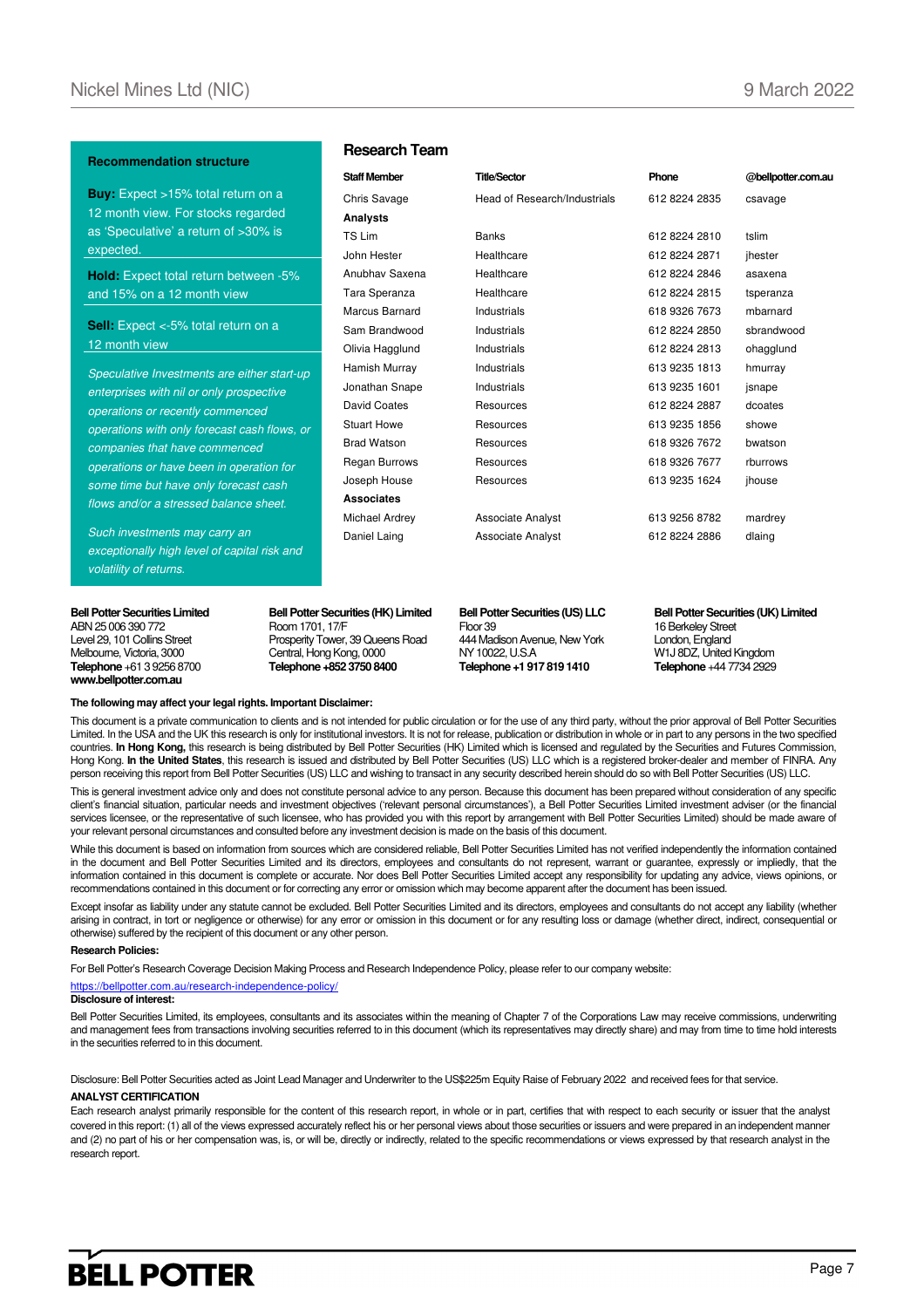### Recommendation structure

**Buy:** Expect >15% total return on a 12 month view. For stocks regarded as 'Speculative' a return of >30% is expected.

**Hold:** Expect total return between -5% and 15% on a 12 month view

**Sell:** Expect <-5% total return on a 12 month view

*Speculative Investments are either start-up enterprises with nil or only prospective operations or recently commenced operations with only forecast cash flows, or companies that have commenced operations or have been in operation for some time but have only forecast cash flows and/or a stressed balance sheet.*

*Such investments may carry an exceptionally high level of capital risk and volatility of returns.*

## Research Team

| Staff Member | Title/Sector | Phone | @bellpotter.com.au |
|---|---|---|---|
| Chris Savage | Head of Research/Industrials | 612 8224 2835 | csavage |
| **Analysts** | | | |
| TS Lim | Banks | 612 8224 2810 | tslim |
| John Hester | Healthcare | 612 8224 2871 | jhester |
| Anubhav Saxena | Healthcare | 612 8224 2846 | asaxena |
| Tara Speranza | Healthcare | 612 8224 2815 | tsperanza |
| Marcus Barnard | Industrials | 618 9326 7673 | mbarnard |
| Sam Brandwood | Industrials | 612 8224 2850 | sbrandwood |
| Olivia Hagglund | Industrials | 612 8224 2813 | ohagglund |
| Hamish Murray | Industrials | 613 9235 1813 | hmurray |
| Jonathan Snape | Industrials | 613 9235 1601 | jsnape |
| David Coates | Resources | 612 8224 2887 | dcoates |
| Stuart Howe | Resources | 613 9235 1856 | showe |
| Brad Watson | Resources | 618 9326 7672 | bwatson |
| Regan Burrows | Resources | 618 9326 7677 | rburrows |
| Joseph House | Resources | 613 9235 1624 | jhouse |
| **Associates** | | | |
| Michael Ardrey | Associate Analyst | 613 9256 8782 | mardrey |
| Daniel Laing | Associate Analyst | 612 8224 2886 | dlaing |

**Bell Potter Securities Limited**
ABN 25 006 390 772
Level 29, 101 Collins Street
Melbourne, Victoria, 3000
**Telephone** +61 3 9256 8700
**www.bellpotter.com.au**

**Bell Potter Securities (HK) Limited**
Room 1701, 17/F
Prosperity Tower, 39 Queens Road
Central, Hong Kong, 0000
**Telephone +852 3750 8400**

**Bell Potter Securities (US) LLC**
Floor 39
444 Madison Avenue, New York
NY 10022, U.S.A
**Telephone +1 917 819 1410**

**Bell Potter Securities (UK) Limited**
16 Berkeley Street
London, England
W1J 8DZ, United Kingdom
**Telephone** +44 7734 2929

**The following may affect your legal rights. Important Disclaimer:**

This document is a private communication to clients and is not intended for public circulation or for the use of any third party, without the prior approval of Bell Potter Securities Limited. In the USA and the UK this research is only for institutional investors. It is not for release, publication or distribution in whole or in part to any persons in the two specified countries. **In Hong Kong,** this research is being distributed by Bell Potter Securities (HK) Limited which is licensed and regulated by the Securities and Futures Commission, Hong Kong. **In the United States**, this research is issued and distributed by Bell Potter Securities (US) LLC which is a registered broker-dealer and member of FINRA. Any person receiving this report from Bell Potter Securities (US) LLC and wishing to transact in any security described herein should do so with Bell Potter Securities (US) LLC.

This is general investment advice only and does not constitute personal advice to any person. Because this document has been prepared without consideration of any specific client's financial situation, particular needs and investment objectives ('relevant personal circumstances'), a Bell Potter Securities Limited investment adviser (or the financial services licensee, or the representative of such licensee, who has provided you with this report by arrangement with Bell Potter Securities Limited) should be made aware of your relevant personal circumstances and consulted before any investment decision is made on the basis of this document.

While this document is based on information from sources which are considered reliable, Bell Potter Securities Limited has not verified independently the information contained in the document and Bell Potter Securities Limited and its directors, employees and consultants do not represent, warrant or guarantee, expressly or impliedly, that the information contained in this document is complete or accurate. Nor does Bell Potter Securities Limited accept any responsibility for updating any advice, views opinions, or recommendations contained in this document or for correcting any error or omission which may become apparent after the document has been issued.

Except insofar as liability under any statute cannot be excluded. Bell Potter Securities Limited and its directors, employees and consultants do not accept any liability (whether arising in contract, in tort or negligence or otherwise) for any error or omission in this document or for any resulting loss or damage (whether direct, indirect, consequential or otherwise) suffered by the recipient of this document or any other person.

**Research Policies:**

For Bell Potter's Research Coverage Decision Making Process and Research Independence Policy, please refer to our company website:

https://bellpotter.com.au/research-independence-policy/

**Disclosure of interest:**

Bell Potter Securities Limited, its employees, consultants and its associates within the meaning of Chapter 7 of the Corporations Law may receive commissions, underwriting and management fees from transactions involving securities referred to in this document (which its representatives may directly share) and may from time to time hold interests in the securities referred to in this document.

Disclosure: Bell Potter Securities acted as Joint Lead Manager and Underwriter to the US$225m Equity Raise of February 2022 and received fees for that service.

**ANALYST CERTIFICATION**

Each research analyst primarily responsible for the content of this research report, in whole or in part, certifies that with respect to each security or issuer that the analyst covered in this report: (1) all of the views expressed accurately reflect his or her personal views about those securities or issuers and were prepared in an independent manner and (2) no part of his or her compensation was, is, or will be, directly or indirectly, related to the specific recommendations or views expressed by that research analyst in the research report.